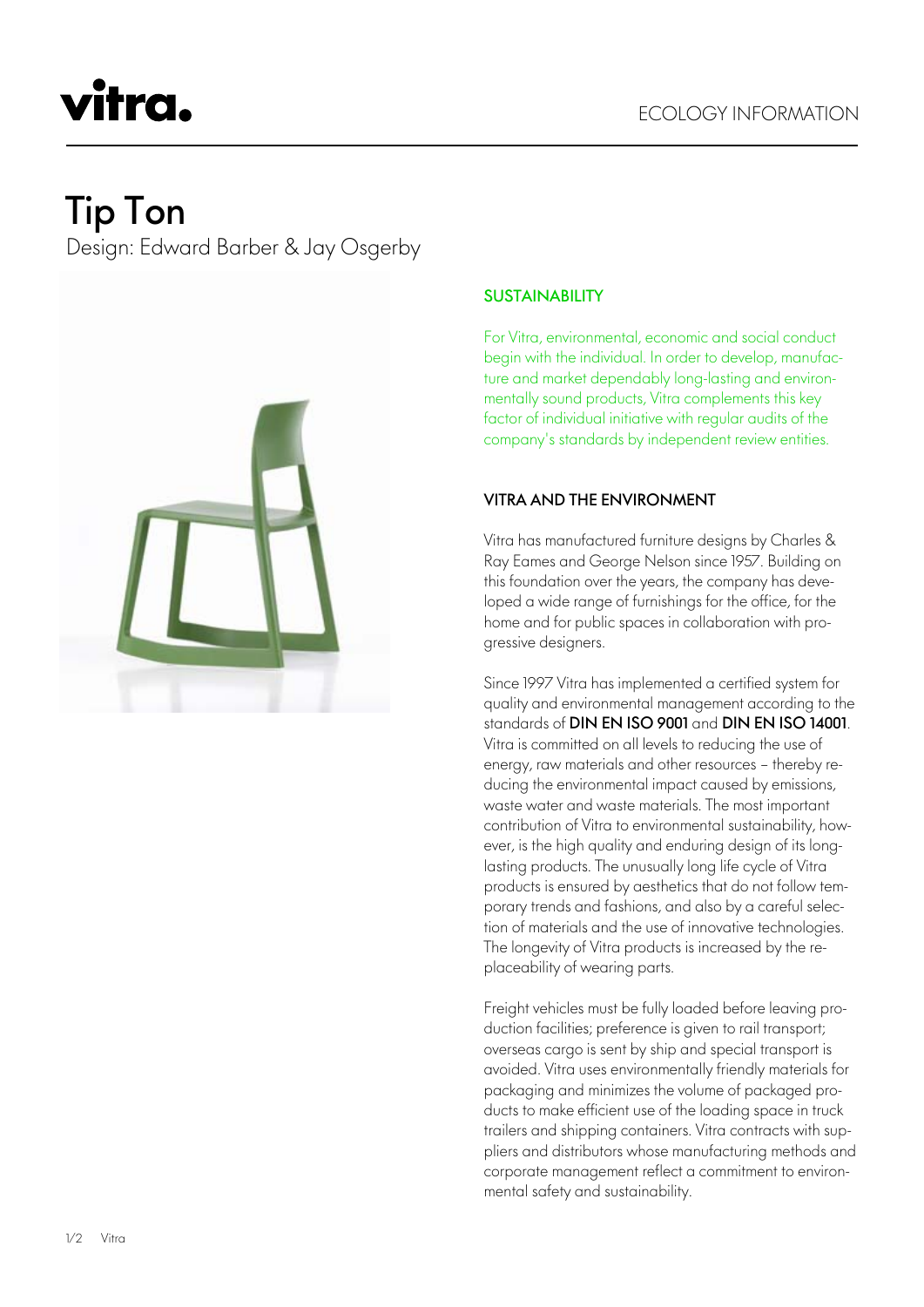# Tip Ton

Design: Edward Barber & Jay Osgerby

ECOLOGY INFORMATION

## SUSTAINABILITY

For Vitra, environmental, economic and social conduct begin with the individual. In order to develop, manufacture and market dependably long-lasting and environmentally sound products, Vitra complements this key factor of individual initiative with regular audits of the company's standards by independent review entities.

## VITRA AND THE ENVIRONMENT

Vitra has manufactured furniture designs by Charles & Ray Eames and George Nelson since 1957. Building on this foundation over the years, the company has developed a wide range of furnishings for the office, for the home and for public spaces in collaboration with progressive designers.

Since 1997 Vitra has implemented a certified system for quality and environmental management according to the standards of **DIN EN ISO 9001** and **DIN EN ISO 14001**. Vitra is committed on all levels to reducing the use of energy, raw materials and other resources – thereby reducing the environmental impact caused by emissions, waste water and waste materials. The most important contribution of Vitra to environmental sustainability, however, is the high quality and enduring design of its long-lasting products. The unusually long life cycle of Vitra products is ensured by aesthetics that do not follow temporary trends and fashions, and also by a careful selection of materials and the use of innovative technologies. The longevity of Vitra products is increased by the replaceability of wearing parts.

Freight vehicles must be fully loaded before leaving production facilities; preference is given to rail transport; overseas cargo is sent by ship and special transport is avoided. Vitra uses environmentally friendly materials for packaging and minimizes the volume of packaged products to make efficient use of the loading space in truck trailers and shipping containers. Vitra contracts with suppliers and distributors whose manufacturing methods and corporate management reflect a commitment to environmental safety and sustainability.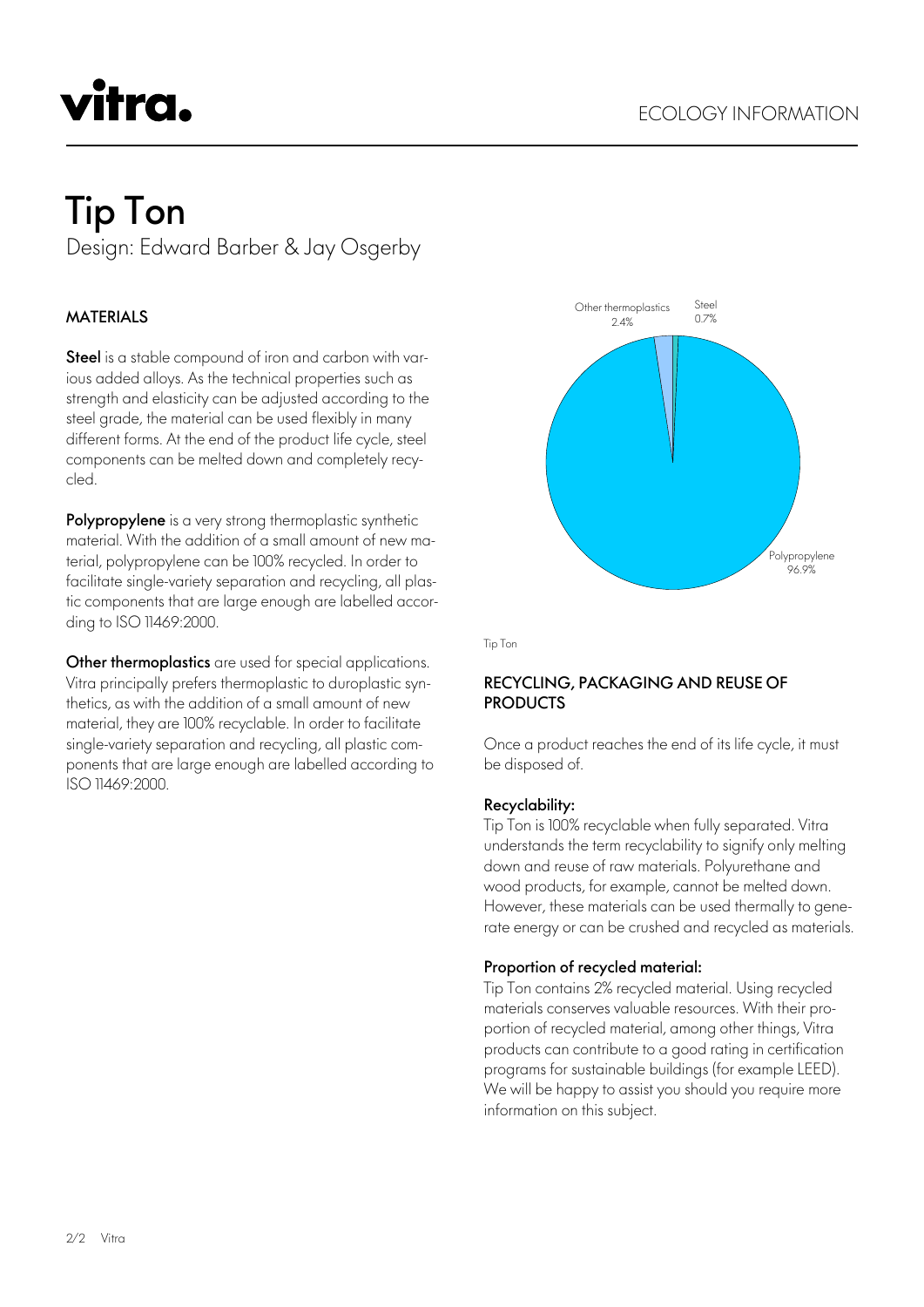vitra.

ECOLOGY INFORMATION

# Tip Ton

Design: Edward Barber & Jay Osgerby

## MATERIALS

**Steel** is a stable compound of iron and carbon with various added alloys. As the technical properties such as strength and elasticity can be adjusted according to the steel grade, the material can be used flexibly in many different forms. At the end of the product life cycle, steel components can be melted down and completely recycled.

**Polypropylene** is a very strong thermoplastic synthetic material. With the addition of a small amount of new material, polypropylene can be 100% recycled. In order to facilitate single-variety separation and recycling, all plastic components that are large enough are labelled according to ISO 11469:2000.

**Other thermoplastics** are used for special applications. Vitra principally prefers thermoplastic to duroplastic synthetics, as with the addition of a small amount of new material, they are 100% recyclable. In order to facilitate single-variety separation and recycling, all plastic components that are large enough are labelled according to ISO 11469:2000.

Other thermoplastics
2.4%

Steel
0.7%

Polypropylene
96.9%

Tip Ton

## RECYCLING, PACKAGING AND REUSE OF PRODUCTS

Once a product reaches the end of its life cycle, it must be disposed of.

### Recyclability:

Tip Ton is 100% recyclable when fully separated. Vitra understands the term recyclability to signify only melting down and reuse of raw materials. Polyurethane and wood products, for example, cannot be melted down. However, these materials can be used thermally to generate energy or can be crushed and recycled as materials.

### Proportion of recycled material:

Tip Ton contains 2% recycled material. Using recycled materials conserves valuable resources. With their proportion of recycled material, among other things, Vitra products can contribute to a good rating in certification programs for sustainable buildings (for example LEED). We will be happy to assist you should you require more information on this subject.